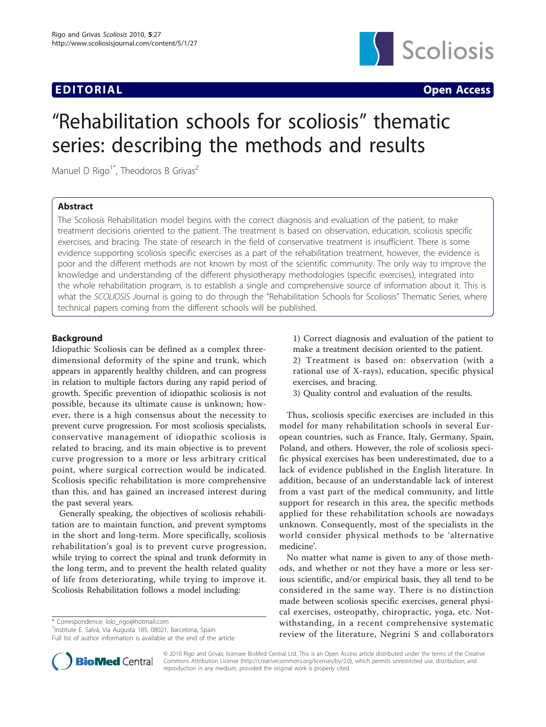EDITORIAL Open Access

# "Rehabilitation schools for scoliosis" thematic series: describing the methods and results

Manuel D Rigo[1*], Theodoros B Grivas[2]

## Abstract

The Scoliosis Rehabilitation model begins with the correct diagnosis and evaluation of the patient, to make treatment decisions oriented to the patient. The treatment is based on observation, education, scoliosis specific exercises, and bracing. The state of research in the field of conservative treatment is insufficient. There is some evidence supporting scoliosis specific exercises as a part of the rehabilitation treatment, however, the evidence is poor and the different methods are not known by most of the scientific community. The only way to improve the knowledge and understanding of the different physiotherapy methodologies (specific exercises), integrated into the whole rehabilitation program, is to establish a single and comprehensive source of information about it. This is what the *SCOLIOSIS* Journal is going to do through the "Rehabilitation Schools for Scoliosis" Thematic Series, where technical papers coming from the different schools will be published.

## Background

Idiopathic Scoliosis can be defined as a complex three-dimensional deformity of the spine and trunk, which appears in apparently healthy children, and can progress in relation to multiple factors during any rapid period of growth. Specific prevention of idiopathic scoliosis is not possible, because its ultimate cause is unknown; however, there is a high consensus about the necessity to prevent curve progression. For most scoliosis specialists, conservative management of idiopathic scoliosis is related to bracing, and its main objective is to prevent curve progression to a more or less arbitrary critical point, where surgical correction would be indicated. Scoliosis specific rehabilitation is more comprehensive than this, and has gained an increased interest during the past several years.

Generally speaking, the objectives of scoliosis rehabilitation are to maintain function, and prevent symptoms in the short and long-term. More specifically, scoliosis rehabilitation's goal is to prevent curve progression, while trying to correct the spinal and trunk deformity in the long term, and to prevent the health related quality of life from deteriorating, while trying to improve it. Scoliosis Rehabilitation follows a model including:

1) Correct diagnosis and evaluation of the patient to make a treatment decision oriented to the patient.
2) Treatment is based on: observation (with a rational use of X-rays), education, specific physical exercises, and bracing.
3) Quality control and evaluation of the results.

Thus, scoliosis specific exercises are included in this model for many rehabilitation schools in several European countries, such as France, Italy, Germany, Spain, Poland, and others. However, the role of scoliosis specific physical exercises has been underestimated, due to a lack of evidence published in the English literature. In addition, because of an understandable lack of interest from a vast part of the medical community, and little support for research in this area, the specific methods applied for these rehabilitation schools are nowadays unknown. Consequently, most of the specialists in the world consider physical methods to be 'alternative medicine'.

No matter what name is given to any of those methods, and whether or not they have a more or less serious scientific, and/or empirical basis, they all tend to be considered in the same way. There is no distinction made between scoliosis specific exercises, general physical exercises, osteopathy, chiropractic, yoga, etc. Notwithstanding, in a recent comprehensive systematic review of the literature, Negrini S and collaborators

\* Correspondence: lolo_rigo@hotmail.com
[1]Institute E. Salvá, Vía Augusta 185, 08021, Barcelona, Spain
Full list of author information is available at the end of the article

© 2010 Rigo and Grivas; licensee BioMed Central Ltd. This is an Open Access article distributed under the terms of the Creative Commons Attribution License (http://creativecommons.org/licenses/by/2.0), which permits unrestricted use, distribution, and reproduction in any medium, provided the original work is properly cited.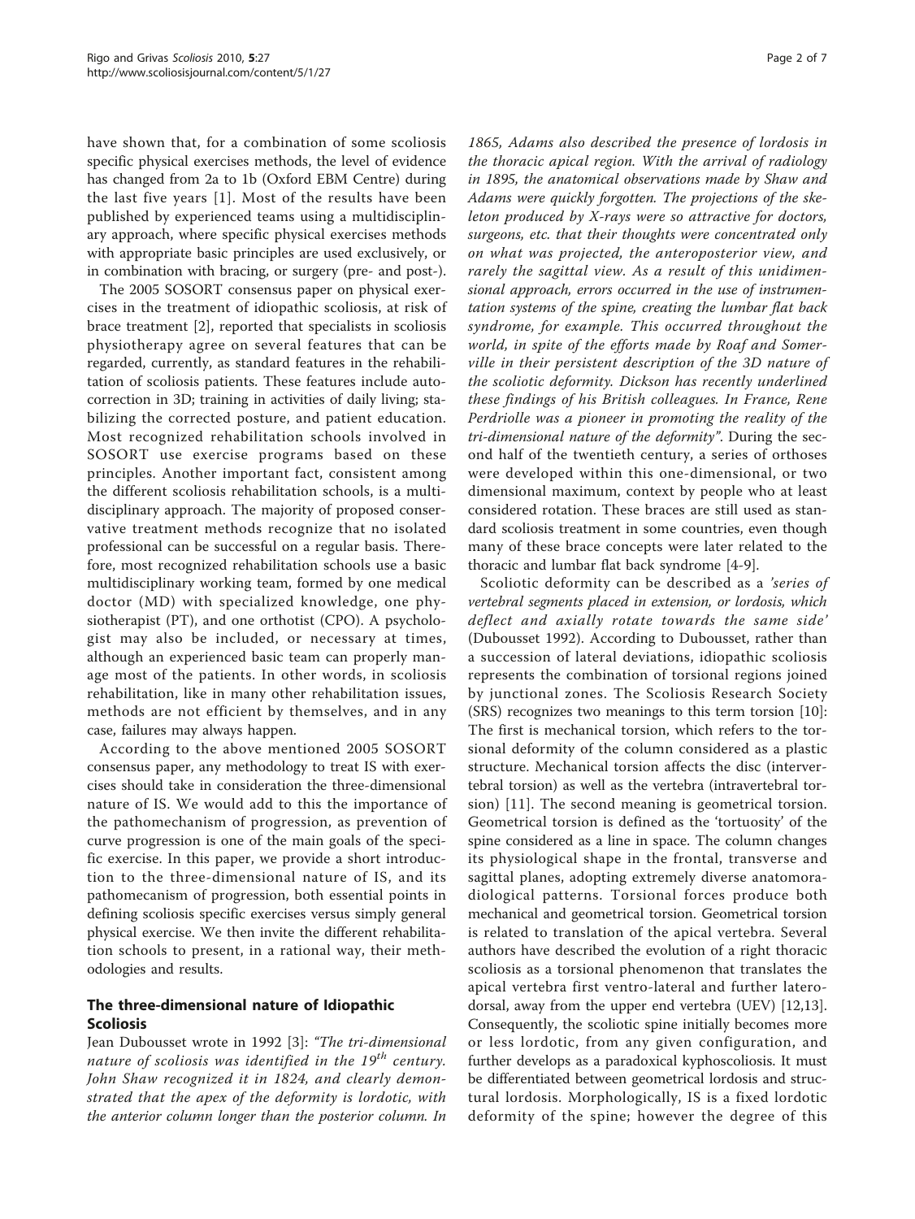have shown that, for a combination of some scoliosis specific physical exercises methods, the level of evidence has changed from 2a to 1b (Oxford EBM Centre) during the last five years [1]. Most of the results have been published by experienced teams using a multidisciplinary approach, where specific physical exercises methods with appropriate basic principles are used exclusively, or in combination with bracing, or surgery (pre- and post-).

The 2005 SOSORT consensus paper on physical exercises in the treatment of idiopathic scoliosis, at risk of brace treatment [2], reported that specialists in scoliosis physiotherapy agree on several features that can be regarded, currently, as standard features in the rehabilitation of scoliosis patients. These features include autocorrection in 3D; training in activities of daily living; stabilizing the corrected posture, and patient education. Most recognized rehabilitation schools involved in SOSORT use exercise programs based on these principles. Another important fact, consistent among the different scoliosis rehabilitation schools, is a multidisciplinary approach. The majority of proposed conservative treatment methods recognize that no isolated professional can be successful on a regular basis. Therefore, most recognized rehabilitation schools use a basic multidisciplinary working team, formed by one medical doctor (MD) with specialized knowledge, one physiotherapist (PT), and one orthotist (CPO). A psychologist may also be included, or necessary at times, although an experienced basic team can properly manage most of the patients. In other words, in scoliosis rehabilitation, like in many other rehabilitation issues, methods are not efficient by themselves, and in any case, failures may always happen.

According to the above mentioned 2005 SOSORT consensus paper, any methodology to treat IS with exercises should take in consideration the three-dimensional nature of IS. We would add to this the importance of the pathomechanism of progression, as prevention of curve progression is one of the main goals of the specific exercise. In this paper, we provide a short introduction to the three-dimensional nature of IS, and its pathomecanism of progression, both essential points in defining scoliosis specific exercises versus simply general physical exercise. We then invite the different rehabilitation schools to present, in a rational way, their methodologies and results.

## The three-dimensional nature of Idiopathic Scoliosis

Jean Dubousset wrote in 1992 [3]: *"The tri-dimensional nature of scoliosis was identified in the 19th century. John Shaw recognized it in 1824, and clearly demonstrated that the apex of the deformity is lordotic, with the anterior column longer than the posterior column. In 1865, Adams also described the presence of lordosis in the thoracic apical region. With the arrival of radiology in 1895, the anatomical observations made by Shaw and Adams were quickly forgotten. The projections of the skeleton produced by X-rays were so attractive for doctors, surgeons, etc. that their thoughts were concentrated only on what was projected, the anteroposterior view, and rarely the sagittal view. As a result of this unidimensional approach, errors occurred in the use of instrumentation systems of the spine, creating the lumbar flat back syndrome, for example. This occurred throughout the world, in spite of the efforts made by Roaf and Somerville in their persistent description of the 3D nature of the scoliotic deformity. Dickson has recently underlined these findings of his British colleagues. In France, Rene Perdriolle was a pioneer in promoting the reality of the tri-dimensional nature of the deformity"*. During the second half of the twentieth century, a series of orthoses were developed within this one-dimensional, or two dimensional maximum, context by people who at least considered rotation. These braces are still used as standard scoliosis treatment in some countries, even though many of these brace concepts were later related to the thoracic and lumbar flat back syndrome [4-9].

Scoliotic deformity can be described as a *'series of vertebral segments placed in extension, or lordosis, which deflect and axially rotate towards the same side'* (Dubousset 1992). According to Dubousset, rather than a succession of lateral deviations, idiopathic scoliosis represents the combination of torsional regions joined by junctional zones. The Scoliosis Research Society (SRS) recognizes two meanings to this term torsion [10]: The first is mechanical torsion, which refers to the torsional deformity of the column considered as a plastic structure. Mechanical torsion affects the disc (intervertebral torsion) as well as the vertebra (intravertebral torsion) [11]. The second meaning is geometrical torsion. Geometrical torsion is defined as the 'tortuosity' of the spine considered as a line in space. The column changes its physiological shape in the frontal, transverse and sagittal planes, adopting extremely diverse anatomoradiological patterns. Torsional forces produce both mechanical and geometrical torsion. Geometrical torsion is related to translation of the apical vertebra. Several authors have described the evolution of a right thoracic scoliosis as a torsional phenomenon that translates the apical vertebra first ventro-lateral and further laterodorsal, away from the upper end vertebra (UEV) [12,13]. Consequently, the scoliotic spine initially becomes more or less lordotic, from any given configuration, and further develops as a paradoxical kyphoscoliosis. It must be differentiated between geometrical lordosis and structural lordosis. Morphologically, IS is a fixed lordotic deformity of the spine; however the degree of this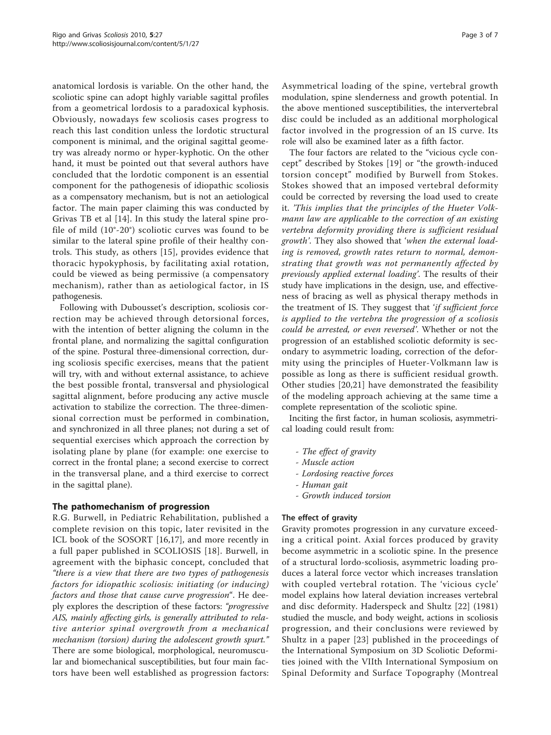anatomical lordosis is variable. On the other hand, the scoliotic spine can adopt highly variable sagittal profiles from a geometrical lordosis to a paradoxical kyphosis. Obviously, nowadays few scoliosis cases progress to reach this last condition unless the lordotic structural component is minimal, and the original sagittal geometry was already normo or hyper-kyphotic. On the other hand, it must be pointed out that several authors have concluded that the lordotic component is an essential component for the pathogenesis of idiopathic scoliosis as a compensatory mechanism, but is not an aetiological factor. The main paper claiming this was conducted by Grivas TB et al [14]. In this study the lateral spine profile of mild (10°-20°) scoliotic curves was found to be similar to the lateral spine profile of their healthy controls. This study, as others [15], provides evidence that thoracic hypokyphosis, by facilitating axial rotation, could be viewed as being permissive (a compensatory mechanism), rather than as aetiological factor, in IS pathogenesis.

Following with Dubousset's description, scoliosis correction may be achieved through detorsional forces, with the intention of better aligning the column in the frontal plane, and normalizing the sagittal configuration of the spine. Postural three-dimensional correction, during scoliosis specific exercises, means that the patient will try, with and without external assistance, to achieve the best possible frontal, transversal and physiological sagittal alignment, before producing any active muscle activation to stabilize the correction. The three-dimensional correction must be performed in combination, and synchronized in all three planes; not during a set of sequential exercises which approach the correction by isolating plane by plane (for example: one exercise to correct in the frontal plane; a second exercise to correct in the transversal plane, and a third exercise to correct in the sagittal plane).

## The pathomechanism of progression

R.G. Burwell, in Pediatric Rehabilitation, published a complete revision on this topic, later revisited in the ICL book of the SOSORT [16,17], and more recently in a full paper published in SCOLIOSIS [18]. Burwell, in agreement with the biphasic concept, concluded that *"there is a view that there are two types of pathogenesis factors for idiopathic scoliosis: initiating (or inducing) factors and those that cause curve progression*". He deeply explores the description of these factors: *"progressive AIS, mainly affecting girls, is generally attributed to relative anterior spinal overgrowth from a mechanical mechanism (torsion) during the adolescent growth spurt."* There are some biological, morphological, neuromuscular and biomechanical susceptibilities, but four main factors have been well established as progression factors: Asymmetrical loading of the spine, vertebral growth modulation, spine slenderness and growth potential. In the above mentioned susceptibilities, the intervertebral disc could be included as an additional morphological factor involved in the progression of an IS curve. Its role will also be examined later as a fifth factor.

The four factors are related to the "vicious cycle concept" described by Stokes [19] or "the growth-induced torsion concept" modified by Burwell from Stokes. Stokes showed that an imposed vertebral deformity could be corrected by reversing the load used to create it. *'This implies that the principles of the Hueter Volkmann law are applicable to the correction of an existing vertebra deformity providing there is sufficient residual growth'*. They also showed that '*when the external loading is removed, growth rates return to normal, demonstrating that growth was not permanently affected by previously applied external loading'*. The results of their study have implications in the design, use, and effectiveness of bracing as well as physical therapy methods in the treatment of IS. They suggest that '*if sufficient force is applied to the vertebra the progression of a scoliosis could be arrested, or even reversed'*. Whether or not the progression of an established scoliotic deformity is secondary to asymmetric loading, correction of the deformity using the principles of Hueter-Volkmann law is possible as long as there is sufficient residual growth. Other studies [20,21] have demonstrated the feasibility of the modeling approach achieving at the same time a complete representation of the scoliotic spine.

Inciting the first factor, in human scoliosis, asymmetrical loading could result from:

- *The effect of gravity*
- *Muscle action*
- *Lordosing reactive forces*
- *Human gait*
- *Growth induced torsion*

### The effect of gravity

Gravity promotes progression in any curvature exceeding a critical point. Axial forces produced by gravity become asymmetric in a scoliotic spine. In the presence of a structural lordo-scoliosis, asymmetric loading produces a lateral force vector which increases translation with coupled vertebral rotation. The 'vicious cycle' model explains how lateral deviation increases vertebral and disc deformity. Haderspeck and Shultz [22] (1981) studied the muscle, and body weight, actions in scoliosis progression, and their conclusions were reviewed by Shultz in a paper [23] published in the proceedings of the International Symposium on 3D Scoliotic Deformities joined with the VIIth International Symposium on Spinal Deformity and Surface Topography (Montreal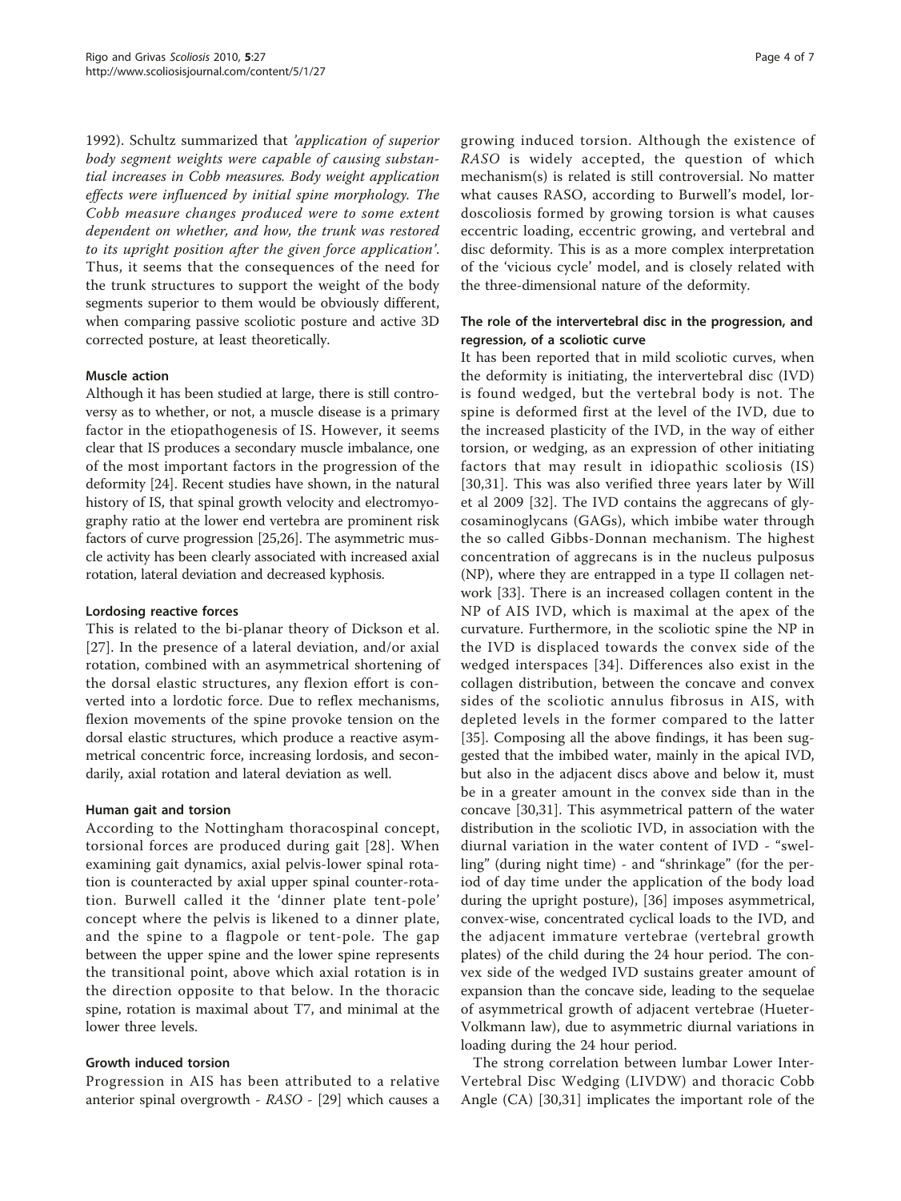1992). Schultz summarized that *'application of superior body segment weights were capable of causing substantial increases in Cobb measures. Body weight application effects were influenced by initial spine morphology. The Cobb measure changes produced were to some extent dependent on whether, and how, the trunk was restored to its upright position after the given force application'*. Thus, it seems that the consequences of the need for the trunk structures to support the weight of the body segments superior to them would be obviously different, when comparing passive scoliotic posture and active 3D corrected posture, at least theoretically.

#### Muscle action

Although it has been studied at large, there is still controversy as to whether, or not, a muscle disease is a primary factor in the etiopathogenesis of IS. However, it seems clear that IS produces a secondary muscle imbalance, one of the most important factors in the progression of the deformity [24]. Recent studies have shown, in the natural history of IS, that spinal growth velocity and electromyography ratio at the lower end vertebra are prominent risk factors of curve progression [25,26]. The asymmetric muscle activity has been clearly associated with increased axial rotation, lateral deviation and decreased kyphosis.

#### Lordosing reactive forces

This is related to the bi-planar theory of Dickson et al. [27]. In the presence of a lateral deviation, and/or axial rotation, combined with an asymmetrical shortening of the dorsal elastic structures, any flexion effort is converted into a lordotic force. Due to reflex mechanisms, flexion movements of the spine provoke tension on the dorsal elastic structures, which produce a reactive asymmetrical concentric force, increasing lordosis, and secondarily, axial rotation and lateral deviation as well.

#### Human gait and torsion

According to the Nottingham thoracospinal concept, torsional forces are produced during gait [28]. When examining gait dynamics, axial pelvis-lower spinal rotation is counteracted by axial upper spinal counter-rotation. Burwell called it the 'dinner plate tent-pole' concept where the pelvis is likened to a dinner plate, and the spine to a flagpole or tent-pole. The gap between the upper spine and the lower spine represents the transitional point, above which axial rotation is in the direction opposite to that below. In the thoracic spine, rotation is maximal about T7, and minimal at the lower three levels.

#### Growth induced torsion

Progression in AIS has been attributed to a relative anterior spinal overgrowth - *RASO* - [29] which causes a growing induced torsion. Although the existence of *RASO* is widely accepted, the question of which mechanism(s) is related is still controversial. No matter what causes RASO, according to Burwell's model, lordoscoliosis formed by growing torsion is what causes eccentric loading, eccentric growing, and vertebral and disc deformity. This is as a more complex interpretation of the 'vicious cycle' model, and is closely related with the three-dimensional nature of the deformity.

#### The role of the intervertebral disc in the progression, and regression, of a scoliotic curve

It has been reported that in mild scoliotic curves, when the deformity is initiating, the intervertebral disc (IVD) is found wedged, but the vertebral body is not. The spine is deformed first at the level of the IVD, due to the increased plasticity of the IVD, in the way of either torsion, or wedging, as an expression of other initiating factors that may result in idiopathic scoliosis (IS) [30,31]. This was also verified three years later by Will et al 2009 [32]. The IVD contains the aggrecans of glycosaminoglycans (GAGs), which imbibe water through the so called Gibbs-Donnan mechanism. The highest concentration of aggrecans is in the nucleus pulposus (NP), where they are entrapped in a type II collagen network [33]. There is an increased collagen content in the NP of AIS IVD, which is maximal at the apex of the curvature. Furthermore, in the scoliotic spine the NP in the IVD is displaced towards the convex side of the wedged interspaces [34]. Differences also exist in the collagen distribution, between the concave and convex sides of the scoliotic annulus fibrosus in AIS, with depleted levels in the former compared to the latter [35]. Composing all the above findings, it has been suggested that the imbibed water, mainly in the apical IVD, but also in the adjacent discs above and below it, must be in a greater amount in the convex side than in the concave [30,31]. This asymmetrical pattern of the water distribution in the scoliotic IVD, in association with the diurnal variation in the water content of IVD - "swelling" (during night time) - and "shrinkage" (for the period of day time under the application of the body load during the upright posture), [36] imposes asymmetrical, convex-wise, concentrated cyclical loads to the IVD, and the adjacent immature vertebrae (vertebral growth plates) of the child during the 24 hour period. The convex side of the wedged IVD sustains greater amount of expansion than the concave side, leading to the sequelae of asymmetrical growth of adjacent vertebrae (Hueter-Volkmann law), due to asymmetric diurnal variations in loading during the 24 hour period.

The strong correlation between lumbar Lower Inter-Vertebral Disc Wedging (LIVDW) and thoracic Cobb Angle (CA) [30,31] implicates the important role of the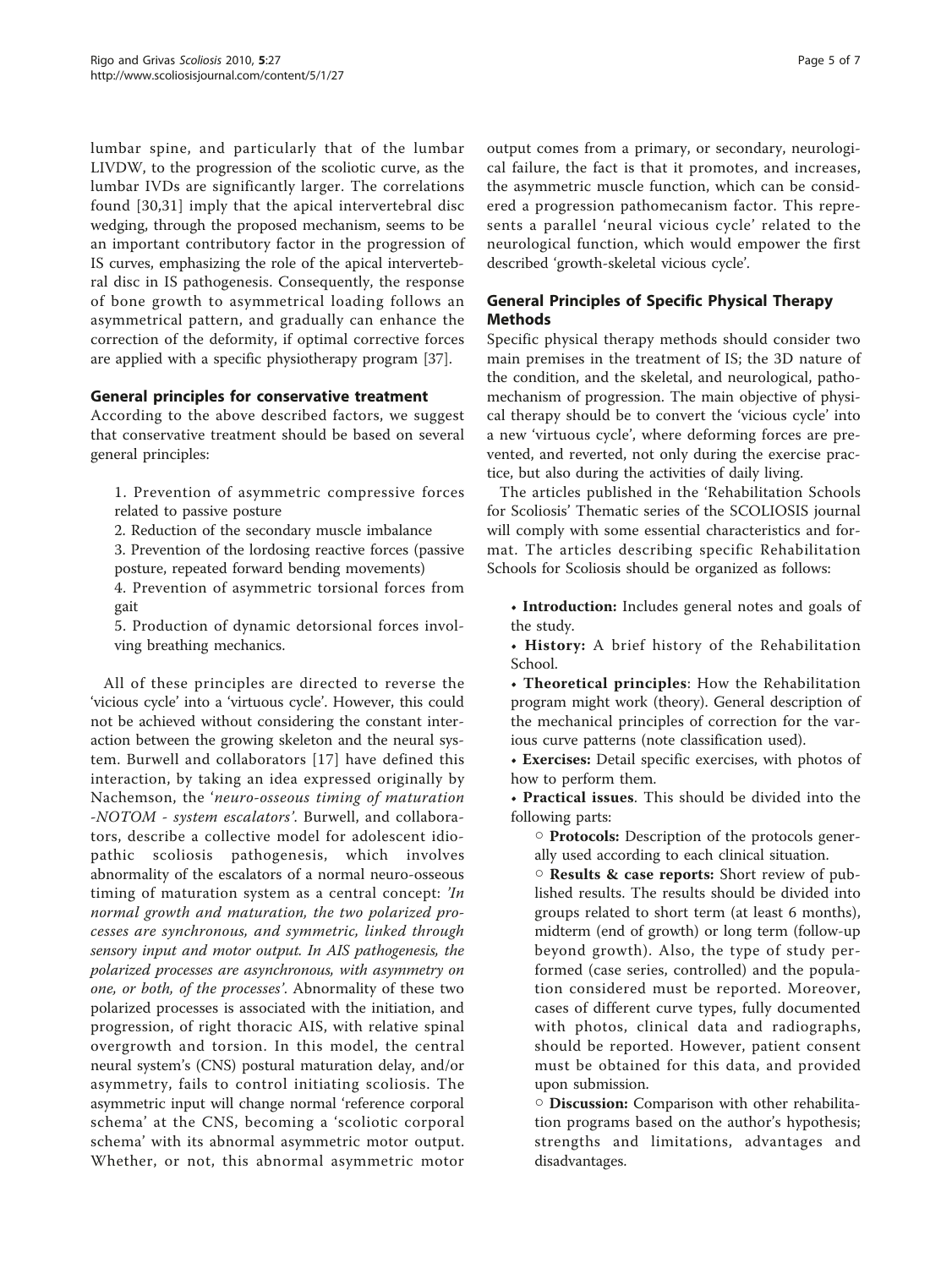lumbar spine, and particularly that of the lumbar LIVDW, to the progression of the scoliotic curve, as the lumbar IVDs are significantly larger. The correlations found [30,31] imply that the apical intervertebral disc wedging, through the proposed mechanism, seems to be an important contributory factor in the progression of IS curves, emphasizing the role of the apical intervertebral disc in IS pathogenesis. Consequently, the response of bone growth to asymmetrical loading follows an asymmetrical pattern, and gradually can enhance the correction of the deformity, if optimal corrective forces are applied with a specific physiotherapy program [37].

### General principles for conservative treatment

According to the above described factors, we suggest that conservative treatment should be based on several general principles:

1. Prevention of asymmetric compressive forces related to passive posture
2. Reduction of the secondary muscle imbalance
3. Prevention of the lordosing reactive forces (passive posture, repeated forward bending movements)
4. Prevention of asymmetric torsional forces from gait
5. Production of dynamic detorsional forces involving breathing mechanics.

All of these principles are directed to reverse the 'vicious cycle' into a 'virtuous cycle'. However, this could not be achieved without considering the constant interaction between the growing skeleton and the neural system. Burwell and collaborators [17] have defined this interaction, by taking an idea expressed originally by Nachemson, the '*neuro-osseous timing of maturation -NOTOM - system escalators*'. Burwell, and collaborators, describe a collective model for adolescent idiopathic scoliosis pathogenesis, which involves abnormality of the escalators of a normal neuro-osseous timing of maturation system as a central concept: *'In normal growth and maturation, the two polarized processes are synchronous, and symmetric, linked through sensory input and motor output. In AIS pathogenesis, the polarized processes are asynchronous, with asymmetry on one, or both, of the processes'*. Abnormality of these two polarized processes is associated with the initiation, and progression, of right thoracic AIS, with relative spinal overgrowth and torsion. In this model, the central neural system's (CNS) postural maturation delay, and/or asymmetry, fails to control initiating scoliosis. The asymmetric input will change normal 'reference corporal schema' at the CNS, becoming a 'scoliotic corporal schema' with its abnormal asymmetric motor output. Whether, or not, this abnormal asymmetric motor output comes from a primary, or secondary, neurological failure, the fact is that it promotes, and increases, the asymmetric muscle function, which can be considered a progression pathomecanism factor. This represents a parallel 'neural vicious cycle' related to the neurological function, which would empower the first described 'growth-skeletal vicious cycle'.

### General Principles of Specific Physical Therapy Methods

Specific physical therapy methods should consider two main premises in the treatment of IS; the 3D nature of the condition, and the skeletal, and neurological, pathomechanism of progression. The main objective of physical therapy should be to convert the 'vicious cycle' into a new 'virtuous cycle', where deforming forces are prevented, and reverted, not only during the exercise practice, but also during the activities of daily living.

The articles published in the 'Rehabilitation Schools for Scoliosis' Thematic series of the SCOLIOSIS journal will comply with some essential characteristics and format. The articles describing specific Rehabilitation Schools for Scoliosis should be organized as follows:

- **Introduction:** Includes general notes and goals of the study.
- **History:** A brief history of the Rehabilitation School.
- **Theoretical principles**: How the Rehabilitation program might work (theory). General description of the mechanical principles of correction for the various curve patterns (note classification used).
- **Exercises:** Detail specific exercises, with photos of how to perform them.
- **Practical issues**. This should be divided into the following parts:
    - **Protocols:** Description of the protocols generally used according to each clinical situation.
    - **Results & case reports:** Short review of published results. The results should be divided into groups related to short term (at least 6 months), midterm (end of growth) or long term (follow-up beyond growth). Also, the type of study performed (case series, controlled) and the population considered must be reported. Moreover, cases of different curve types, fully documented with photos, clinical data and radiographs, should be reported. However, patient consent must be obtained for this data, and provided upon submission.
    - **Discussion:** Comparison with other rehabilitation programs based on the author's hypothesis; strengths and limitations, advantages and disadvantages.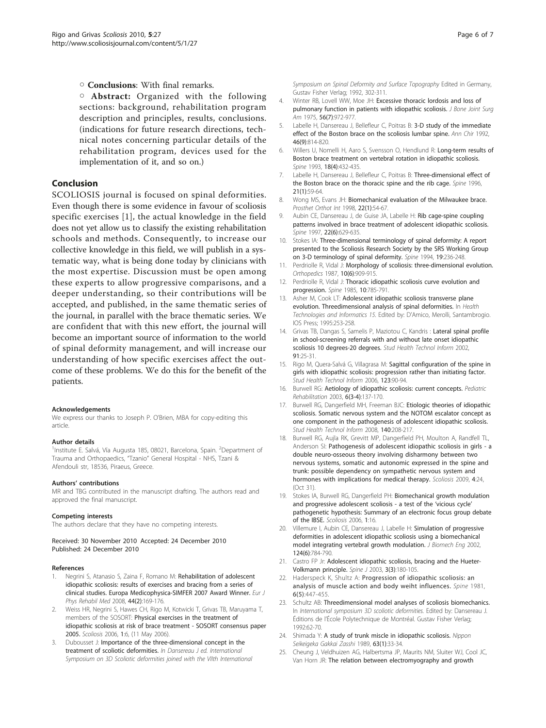○ **Conclusions**: With final remarks.

○ **Abstract:** Organized with the following sections: background, rehabilitation program description and principles, results, conclusions. (indications for future research directions, technical notes concerning particular details of the rehabilitation program, devices used for the implementation of it, and so on.)

## Conclusion

SCOLIOSIS journal is focused on spinal deformities. Even though there is some evidence in favour of scoliosis specific exercises [1], the actual knowledge in the field does not yet allow us to classify the existing rehabilitation schools and methods. Consequently, to increase our collective knowledge in this field, we will publish in a systematic way, what is being done today by clinicians with the most expertise. Discussion must be open among these experts to allow progressive comparisons, and a deeper understanding, so their contributions will be accepted, and published, in the same thematic series of the journal, in parallel with the brace thematic series. We are confident that with this new effort, the journal will become an important source of information to the world of spinal deformity management, and will increase our understanding of how specific exercises affect the outcome of these problems. We do this for the benefit of the patients.

#### Acknowledgements

We express our thanks to Joseph P. O'Brien, MBA for copy-editing this article.

#### Author details

[1]Institute E. Salvá, Vía Augusta 185, 08021, Barcelona, Spain. [2]Department of Trauma and Orthopaedics, "Tzanio" General Hospital - NHS, Tzani & Afendouli str, 18536, Piraeus, Greece.

#### Authors' contributions

MR and TBG contributed in the manuscript drafting. The authors read and approved the final manuscript.

#### Competing interests

The authors declare that they have no competing interests.

Received: 30 November 2010 Accepted: 24 December 2010
Published: 24 December 2010

#### References

1. Negrini S, Atanasio S, Zaina F, Romano M: **Rehabilitation of adolescent idiopathic scoliosis: results of exercises and bracing from a series of clinical studies. Europa Medicophysica-SIMFER 2007 Award Winner.** *Eur J Phys Rehabil Med* 2008, **44(2)**:169-176.
2. Weiss HR, Negrini S, Hawes CH, Rigo M, Kotwicki T, Grivas TB, Maruyama T, members of the SOSORT: **Physical exercises in the treatment of idiopathic scoliosis at risk of brace treatment - SOSORT consensus paper 2005.** *Scoliosis* 2006, **1**:6, (11 May 2006).
3. Dubousset J: **Importance of the three-dimensional concept in the treatment of scoliotic deformities.** *In Dansereau J ed. International Symposium on 3D Scoliotic deformities joined with the VIIth International Symposium on Spinal Deformity and Surface Topography* Edited in Germany, Gustav Fisher Verlag; 1992, 302-311.
4. Winter RB, Lovell WW, Moe JH: **Excessive thoracic lordosis and loss of pulmonary function in patients with idiopathic scoliosis.** *J Bone Joint Surg Am* 1975, **56(7)**:972-977.
5. Labelle H, Dansereau J, Bellefleur C, Poitras B: **3-D study of the immediate effect of the Boston brace on the scoliosis lumbar spine.** *Ann Chir* 1992, **46(9)**:814-820.
6. Willers U, Nomelli H, Aaro S, Svensson O, Hendlund R: **Long-term results of Boston brace treatment on vertebral rotation in idiopathic scoliosis.** *Spine* 1993, **18(4)**:432-435.
7. Labelle H, Dansereau J, Bellefleur C, Poitras B: **Three-dimensional effect of the Boston brace on the thoracic spine and the rib cage.** *Spine* 1996, **21(1)**:59-64.
8. Wong MS, Evans JH: **Biomechanical evaluation of the Milwaukee brace.** *Prosthet Orthot Int* 1998, **22(1)**:54-67.
9. Aubin CE, Dansereau J, de Guise JA, Labelle H: **Rib cage-spine coupling patterns involved in brace treatment of adolescent idiopathic scoliosis.** *Spine* 1997, **22(6)**:629-635.
10. Stokes IA: **Three-dimensional terminology of spinal deformity: A report presented to the Scoliosis Research Society by the SRS Working Group on 3-D terminology of spinal deformity.** *Spine* 1994, **19**:236-248.
11. Perdriolle R, Vidal J: **Morphology of scoliosis: three-dimensional evolution.** *Orthopedics* 1987, **10(6)**:909-915.
12. Perdriolle R, Vidal J: **Thoracic idiopathic scoliosis curve evolution and progression.** *Spine* 1985, **10**:785-791.
13. Asher M, Cook LT: **Adolescent idiopathic scoliosis transverse plane evolution. Threedimensional analysis of spinal deformities.** In *Health Technologies and Informatics 15.* Edited by: D'Amico, Merolli, Santambrogio. IOS Press; 1995:253-258.
14. Grivas TB, Dangas S, Samelis P, Maziotou C, Kandris : **Lateral spinal profile in school-screening referrals with and without late onset idiopathic scoliosis 10 degrees-20 degrees.** *Stud Health Technol Inform* 2002, **91**:25-31.
15. Rigo M, Quera-Salvá G, Villagrasa M: **Sagittal configuration of the spine in girls with idiopathic scoliosis: progression rather than initiating factor.** *Stud Health Technol Inform* 2006, **123**:90-94.
16. Burwell RG: **Aetiology of idiopathic scoliosis: current concepts.** *Pediatric Rehabilitation* 2003, **6(3-4)**:137-170.
17. Burwell RG, Dangerfield MH, Freeman BJC: **Etiologic theories of idiopathic scoliosis. Somatic nervous system and the NOTOM escalator concept as one component in the pathogenesis of adolescent idiopathic scoliosis.** *Stud Health Technol Inform* 2008, **140**:208-217.
18. Burwell RG, Aujla RK, Grevitt MP, Dangerfield PH, Moulton A, Randfell TL, Anderson SI: **Pathogenesis of adolescent idiopathic scoliosis in girls - a double neuro-osseous theory involving disharmony between two nervous systems, somatic and autonomic expressed in the spine and trunk: possible dependency on sympathetic nervous system and hormones with implications for medical therapy.** *Scoliosis* 2009, **4**:24, (Oct 31).
19. Stokes IA, Burwell RG, Dangerfield PH: **Biomechanical growth modulation and progressive adolescent scoliosis - a test of the 'vicious cycle' pathogenetic hypothesis: Summary of an electronic focus group debate of the IBSE.** *Scoliosis* 2006, **1**:16.
20. Villemure I, Aubin CE, Dansereau J, Labelle H: **Simulation of progressive deformities in adolescent idiopathic scoliosis using a biomechanical model integrating vertebral growth modulation.** *J Biomech Eng* 2002, **124(6)**:784-790.
21. Castro FP Jr: **Adolescent idiopathic scoliosis, bracing and the Hueter-Volkmann principle.** *Spine J* 2003, **3(3)**:180-105.
22. Haderspeck K, Shultz A: **Progression of idiopathic scoliosis: an analysis of muscle action and body weiht influences.** *Spine* 1981, **6(5)**:447-455.
23. Schultz AB: **Threedimensional model analyses of scoliosis biomechanics.** In *International symposium 3D scoliotic deformities.* Edited by: Dansereau J. Éditions de l'École Polytechnique de Montréal. Gustav Fisher Verlag; 1992:62-70.
24. Shimada Y: **A study of trunk miscle in idiopathic scoliosis.** *Nippon Seikeigeka Gakkai Zasshi* 1989, **63(1)**:33-34.
25. Cheung J, Veldhuizen AG, Halbertsma JP, Maurits NM, Sluiter WJ, Cool JC, Van Horn JR: **The relation between electromyography and growth**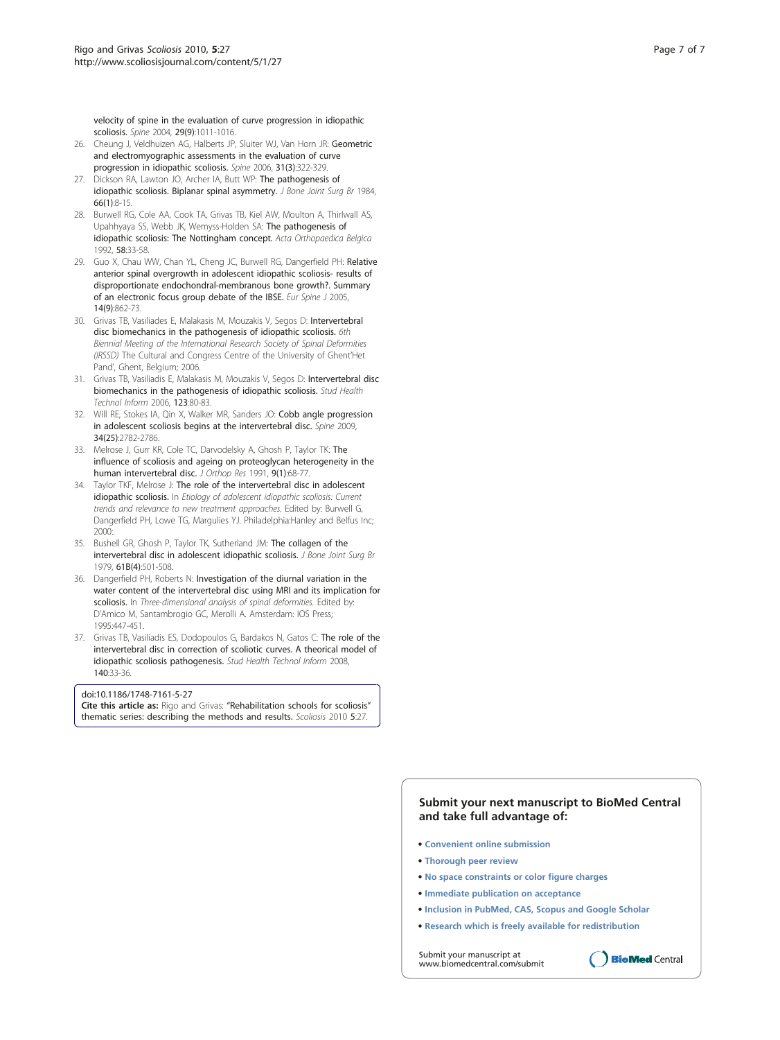velocity of spine in the evaluation of curve progression in idiopathic scoliosis. *Spine* 2004, **29(9)**:1011-1016.

26. Cheung J, Veldhuizen AG, Halberts JP, Sluiter WJ, Van Horn JR: **Geometric and electromyographic assessments in the evaluation of curve progression in idiopathic scoliosis.** *Spine* 2006, **31(3)**:322-329.
27. Dickson RA, Lawton JO, Archer IA, Butt WP: **The pathogenesis of idiopathic scoliosis. Biplanar spinal asymmetry.** *J Bone Joint Surg Br* 1984, **66(1)**:8-15.
28. Burwell RG, Cole AA, Cook TA, Grivas TB, Kiel AW, Moulton A, Thirlwall AS, Upahhyaya SS, Webb JK, Wemyss-Holden SA: **The pathogenesis of idiopathic scoliosis: The Nottingham concept.** *Acta Orthopaedica Belgica* 1992, **58**:33-58.
29. Guo X, Chau WW, Chan YL, Cheng JC, Burwell RG, Dangerfield PH: **Relative anterior spinal overgrowth in adolescent idiopathic scoliosis- results of disproportionate endochondral-membranous bone growth?. Summary of an electronic focus group debate of the IBSE.** *Eur Spine J* 2005, **14(9)**:862-73.
30. Grivas TB, Vasiliades E, Malakasis M, Mouzakis V, Segos D: **Intervertebral disc biomechanics in the pathogenesis of idiopathic scoliosis.** *6th Biennial Meeting of the International Research Society of Spinal Deformities (IRSSD)* The Cultural and Congress Centre of the University of Ghent'Het Pand', Ghent, Belgium; 2006.
31. Grivas TB, Vasiliadis E, Malakasis M, Mouzakis V, Segos D: **Intervertebral disc biomechanics in the pathogenesis of idiopathic scoliosis.** *Stud Health Technol Inform* 2006, **123**:80-83.
32. Will RE, Stokes IA, Qin X, Walker MR, Sanders JO: **Cobb angle progression in adolescent scoliosis begins at the intervertebral disc.** *Spine* 2009, **34(25)**:2782-2786.
33. Melrose J, Gurr KR, Cole TC, Darvodelsky A, Ghosh P, Taylor TK: **The influence of scoliosis and ageing on proteoglycan heterogeneity in the human intervertebral disc.** *J Orthop Res* 1991, **9(1)**:68-77.
34. Taylor TKF, Melrose J: **The role of the intervertebral disc in adolescent idiopathic scoliosis.** In *Etiology of adolescent idiopathic scoliosis: Current trends and relevance to new treatment approaches.* Edited by: Burwell G, Dangerfield PH, Lowe TG, Margulies YJ. Philadelphia:Hanley and Belfus Inc; 2000:.
35. Bushell GR, Ghosh P, Taylor TK, Sutherland JM: **The collagen of the intervertebral disc in adolescent idiopathic scoliosis.** *J Bone Joint Surg Br* 1979, **61B(4)**:501-508.
36. Dangerfield PH, Roberts N: **Investigation of the diurnal variation in the water content of the intervertebral disc using MRI and its implication for scoliosis.** In *Three-dimensional analysis of spinal deformities.* Edited by: D'Amico M, Santambrogio GC, Merolli A. Amsterdam: IOS Press; 1995:447-451.
37. Grivas TB, Vasiliadis ES, Dodopoulos G, Bardakos N, Gatos C: **The role of the intervertebral disc in correction of scoliotic curves. A theorical model of idiopathic scoliosis pathogenesis.** *Stud Health Technol Inform* 2008, **140**:33-36.

doi:10.1186/1748-7161-5-27
**Cite this article as:** Rigo and Grivas: "Rehabilitation schools for scoliosis" thematic series: describing the methods and results. *Scoliosis* 2010 **5**:27.

**Submit your next manuscript to BioMed Central and take full advantage of:**

- Convenient online submission
- Thorough peer review
- No space constraints or color figure charges
- Immediate publication on acceptance
- Inclusion in PubMed, CAS, Scopus and Google Scholar
- Research which is freely available for redistribution

Submit your manuscript at
www.biomedcentral.com/submit

BioMed Central